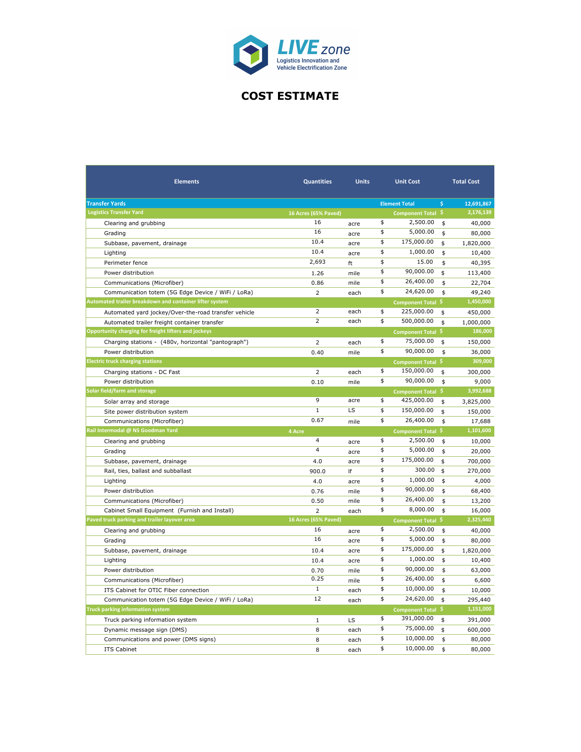**LIVE zone**
Logistics Innovation and Vehicle Electrification Zone

# COST ESTIMATE

| Elements | Quantities | Units | Unit Cost | Total Cost |
|---|---|---|---|---|
| **Transfer Yards** | | | **Element Total** | **$ 12,691,867** |
| **Logistics Transfer Yard** | **16 Acres (65% Paved)** | | **Component Total** | **$ 2,176,139** |
| Clearing and grubbing | 16 | acre | $ 2,500.00 | $ 40,000 |
| Grading | 16 | acre | $ 5,000.00 | $ 80,000 |
| Subbase, pavement, drainage | 10.4 | acre | $ 175,000.00 | $ 1,820,000 |
| Lighting | 10.4 | acre | $ 1,000.00 | $ 10,400 |
| Perimeter fence | 2,693 | ft | $ 15.00 | $ 40,395 |
| Power distribution | 1.26 | mile | $ 90,000.00 | $ 113,400 |
| Communications (Microfiber) | 0.86 | mile | $ 26,400.00 | $ 22,704 |
| Communication totem (5G Edge Device / WiFi / LoRa) | 2 | each | $ 24,620.00 | $ 49,240 |
| **Automated trailer breakdown and container lifter system** | | | **Component Total** | **$ 1,450,000** |
| Automated yard jockey/Over-the-road transfer vehicle | 2 | each | $ 225,000.00 | $ 450,000 |
| Automated trailer freight container transfer | 2 | each | $ 500,000.00 | $ 1,000,000 |
| **Opportunity charging for freight lifters and jockeys** | | | **Component Total** | **$ 186,000** |
| Charging stations - (480v, horizontal "pantograph") | 2 | each | $ 75,000.00 | $ 150,000 |
| Power distribution | 0.40 | mile | $ 90,000.00 | $ 36,000 |
| **Electric truck charging stations** | | | **Component Total** | **$ 309,000** |
| Charging stations - DC Fast | 2 | each | $ 150,000.00 | $ 300,000 |
| Power distribution | 0.10 | mile | $ 90,000.00 | $ 9,000 |
| **Solar field/farm and storage** | | | **Component Total** | **$ 3,992,688** |
| Solar array and storage | 9 | acre | $ 425,000.00 | $ 3,825,000 |
| Site power distribution system | 1 | LS | $ 150,000.00 | $ 150,000 |
| Communications (Microfiber) | 0.67 | mile | $ 26,400.00 | $ 17,688 |
| **Rail Intermodal @ NS Goodman Yard** | **4 Acre** | | **Component Total** | **$ 1,101,600** |
| Clearing and grubbing | 4 | acre | $ 2,500.00 | $ 10,000 |
| Grading | 4 | acre | $ 5,000.00 | $ 20,000 |
| Subbase, pavement, drainage | 4.0 | acre | $ 175,000.00 | $ 700,000 |
| Rail, ties, ballast and subballast | 900.0 | lf | $ 300.00 | $ 270,000 |
| Lighting | 4.0 | acre | $ 1,000.00 | $ 4,000 |
| Power distribution | 0.76 | mile | $ 90,000.00 | $ 68,400 |
| Communications (Microfiber) | 0.50 | mile | $ 26,400.00 | $ 13,200 |
| Cabinet Small Equipment (Furnish and Install) | 2 | each | $ 8,000.00 | $ 16,000 |
| **Paved truck parking and trailer layover area** | **16 Acres (65% Paved)** | | **Component Total** | **$ 2,325,440** |
| Clearing and grubbing | 16 | acre | $ 2,500.00 | $ 40,000 |
| Grading | 16 | acre | $ 5,000.00 | $ 80,000 |
| Subbase, pavement, drainage | 10.4 | acre | $ 175,000.00 | $ 1,820,000 |
| Lighting | 10.4 | acre | $ 1,000.00 | $ 10,400 |
| Power distribution | 0.70 | mile | $ 90,000.00 | $ 63,000 |
| Communications (Microfiber) | 0.25 | mile | $ 26,400.00 | $ 6,600 |
| ITS Cabinet for OTIC Fiber connection | 1 | each | $ 10,000.00 | $ 10,000 |
| Communication totem (5G Edge Device / WiFi / LoRa) | 12 | each | $ 24,620.00 | $ 295,440 |
| **Truck parking information system** | | | **Component Total** | **$ 1,151,000** |
| Truck parking information system | 1 | LS | $ 391,000.00 | $ 391,000 |
| Dynamic message sign (DMS) | 8 | each | $ 75,000.00 | $ 600,000 |
| Communications and power (DMS signs) | 8 | each | $ 10,000.00 | $ 80,000 |
| ITS Cabinet | 8 | each | $ 10,000.00 | $ 80,000 |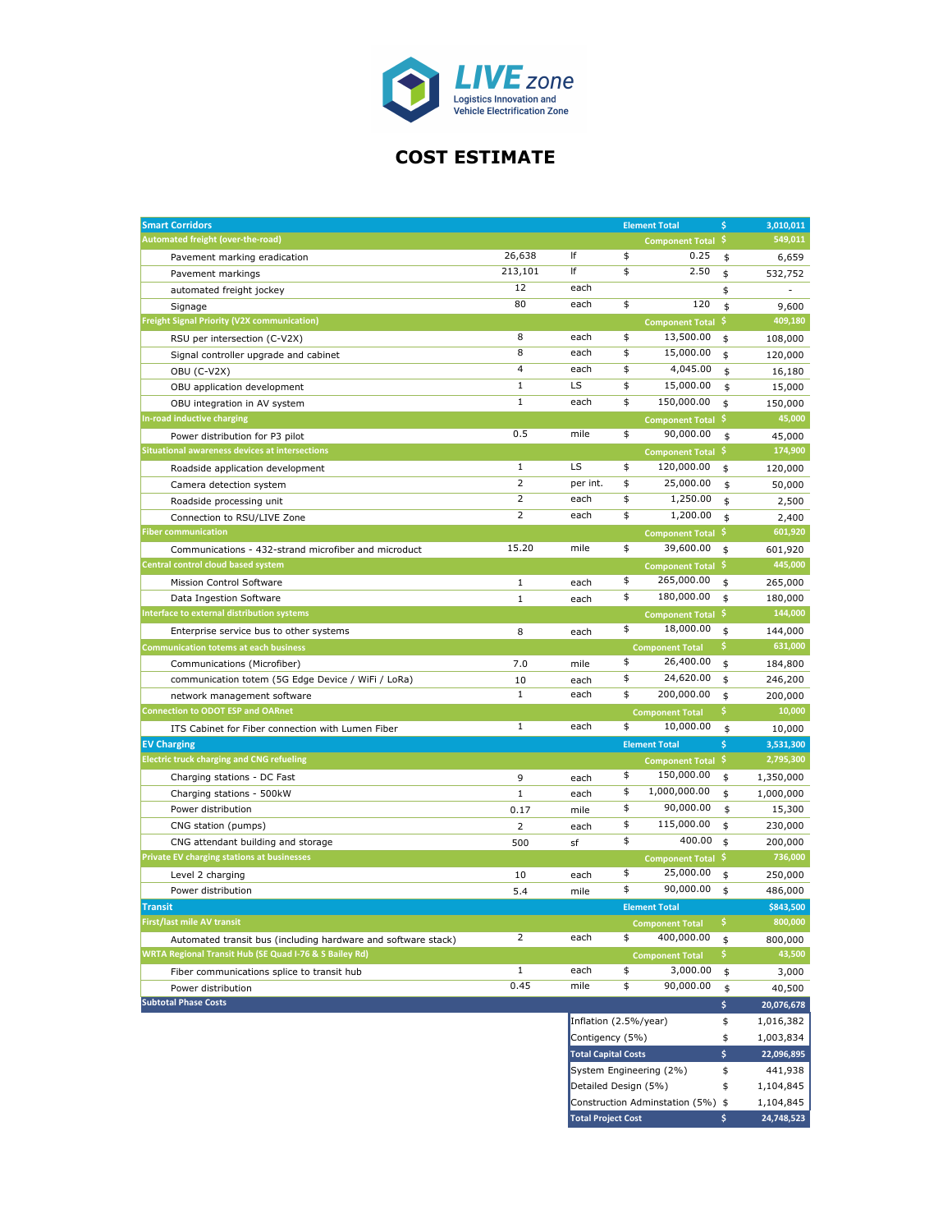**LIVE zone**
Logistics Innovation and Vehicle Electrification Zone

# COST ESTIMATE

| | | | | |
|---|---|---|---|---|
| **Smart Corridors** | | | **Element Total** | **$ 3,010,011** |
| **Automated freight (over-the-road)** | | | **Component Total** | **$ 549,011** |
| Pavement marking eradication | 26,638 | lf | $ 0.25 | $ 6,659 |
| Pavement markings | 213,101 | lf | $ 2.50 | $ 532,752 |
| automated freight jockey | 12 | each | | $ - |
| Signage | 80 | each | $ 120 | $ 9,600 |
| **Freight Signal Priority (V2X communication)** | | | **Component Total** | **$ 409,180** |
| RSU per intersection (C-V2X) | 8 | each | $ 13,500.00 | $ 108,000 |
| Signal controller upgrade and cabinet | 8 | each | $ 15,000.00 | $ 120,000 |
| OBU (C-V2X) | 4 | each | $ 4,045.00 | $ 16,180 |
| OBU application development | 1 | LS | $ 15,000.00 | $ 15,000 |
| OBU integration in AV system | 1 | each | $ 150,000.00 | $ 150,000 |
| **In-road inductive charging** | | | **Component Total** | **$ 45,000** |
| Power distribution for P3 pilot | 0.5 | mile | $ 90,000.00 | $ 45,000 |
| **Situational awareness devices at intersections** | | | **Component Total** | **$ 174,900** |
| Roadside application development | 1 | LS | $ 120,000.00 | $ 120,000 |
| Camera detection system | 2 | per int. | $ 25,000.00 | $ 50,000 |
| Roadside processing unit | 2 | each | $ 1,250.00 | $ 2,500 |
| Connection to RSU/LIVE Zone | 2 | each | $ 1,200.00 | $ 2,400 |
| **Fiber communication** | | | **Component Total** | **$ 601,920** |
| Communications - 432-strand microfiber and microduct | 15.20 | mile | $ 39,600.00 | $ 601,920 |
| **Central control cloud based system** | | | **Component Total** | **$ 445,000** |
| Mission Control Software | 1 | each | $ 265,000.00 | $ 265,000 |
| Data Ingestion Software | 1 | each | $ 180,000.00 | $ 180,000 |
| **Interface to external distribution systems** | | | **Component Total** | **$ 144,000** |
| Enterprise service bus to other systems | 8 | each | $ 18,000.00 | $ 144,000 |
| **Communication totems at each business** | | | **Component Total** | **$ 631,000** |
| Communications (Microfiber) | 7.0 | mile | $ 26,400.00 | $ 184,800 |
| communication totem (5G Edge Device / WiFi / LoRa) | 10 | each | $ 24,620.00 | $ 246,200 |
| network management software | 1 | each | $ 200,000.00 | $ 200,000 |
| **Connection to ODOT ESP and OARnet** | | | **Component Total** | **$ 10,000** |
| ITS Cabinet for Fiber connection with Lumen Fiber | 1 | each | $ 10,000.00 | $ 10,000 |
| **EV Charging** | | | **Element Total** | **$ 3,531,300** |
| **Electric truck charging and CNG refueling** | | | **Component Total** | **$ 2,795,300** |
| Charging stations - DC Fast | 9 | each | $ 150,000.00 | $ 1,350,000 |
| Charging stations - 500kW | 1 | each | $ 1,000,000.00 | $ 1,000,000 |
| Power distribution | 0.17 | mile | $ 90,000.00 | $ 15,300 |
| CNG station (pumps) | 2 | each | $ 115,000.00 | $ 230,000 |
| CNG attendant building and storage | 500 | sf | $ 400.00 | $ 200,000 |
| **Private EV charging stations at businesses** | | | **Component Total** | **$ 736,000** |
| Level 2 charging | 10 | each | $ 25,000.00 | $ 250,000 |
| Power distribution | 5.4 | mile | $ 90,000.00 | $ 486,000 |
| **Transit** | | | **Element Total** | **$843,500** |
| **First/last mile AV transit** | | | **Component Total** | **$ 800,000** |
| Automated transit bus (including hardware and software stack) | 2 | each | $ 400,000.00 | $ 800,000 |
| **WRTA Regional Transit Hub (SE Quad I-76 & S Bailey Rd)** | | | **Component Total** | **$ 43,500** |
| Fiber communications splice to transit hub | 1 | each | $ 3,000.00 | $ 3,000 |
| Power distribution | 0.45 | mile | $ 90,000.00 | $ 40,500 |
| **Subtotal Phase Costs** | | | | **$ 20,076,678** |
| | | | Inflation (2.5%/year) | $ 1,016,382 |
| | | | Contigency (5%) | $ 1,003,834 |
| | | | **Total Capital Costs** | **$ 22,096,895** |
| | | | System Engineering (2%) | $ 441,938 |
| | | | Detailed Design (5%) | $ 1,104,845 |
| | | | Construction Adminstation (5%) | $ 1,104,845 |
| | | | **Total Project Cost** | **$ 24,748,523** |